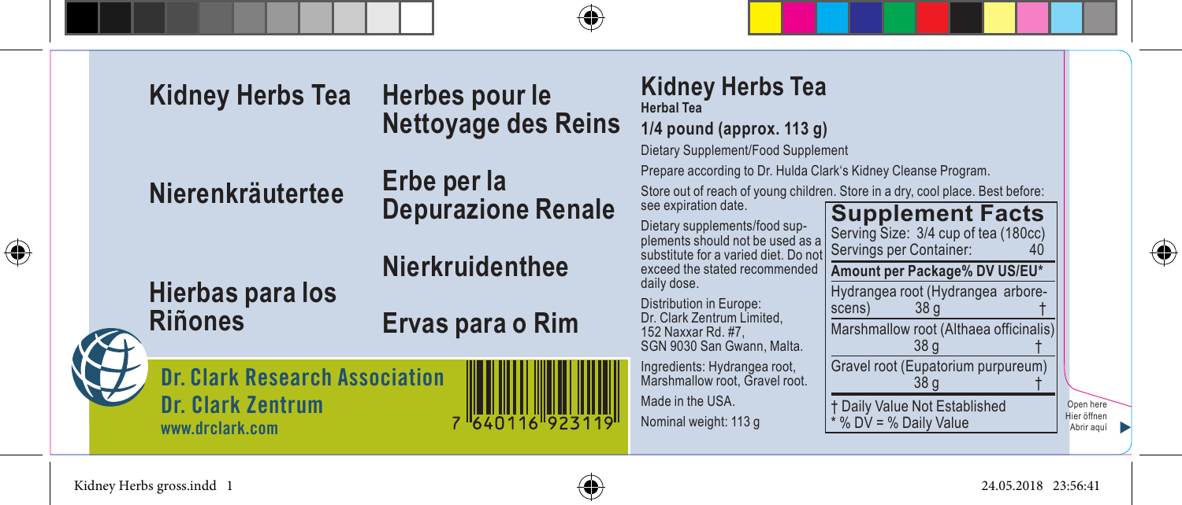# Kidney Herbs Tea

# Herbes pour le Nettoyage des Reins

# Nierenkräutertee

# Erbe per la Depurazione Renale

# Nierkruidenthee

# Hierbas para los Riñones

# Ervas para o Rim

**Dr. Clark Research Association**

**Dr. Clark Zentrum**

www.drclark.com

7 640116 923119

## Kidney Herbs Tea

**Herbal Tea**

**1/4 pound (approx. 113 g)**

Dietary Supplement/Food Supplement

Prepare according to Dr. Hulda Clark's Kidney Cleanse Program.

Store out of reach of young children. Store in a dry, cool place. Best before: see expiration date.

Dietary supplements/food supplements should not be used as a substitute for a varied diet. Do not exceed the stated recommended daily dose.

Distribution in Europe:
Dr. Clark Zentrum Limited,
152 Naxxar Rd. #7,
SGN 9030 San Gwann, Malta.

Ingredients: Hydrangea root, Marshmallow root, Gravel root.

Made in the USA.

Nominal weight: 113 g

### Supplement Facts

Serving Size: 3/4 cup of tea (180cc)
Servings per Container: 40

| Amount per Package | % DV US/EU* |
|---|---|
| Hydrangea root (Hydrangea arborescens) 38 g | † |
| Marshmallow root (Althaea officinalis) 38 g | † |
| Gravel root (Eupatorium purpureum) 38 g | † |

† Daily Value Not Established
* % DV = % Daily Value

Open here
Hier öffnen
Abrir aquí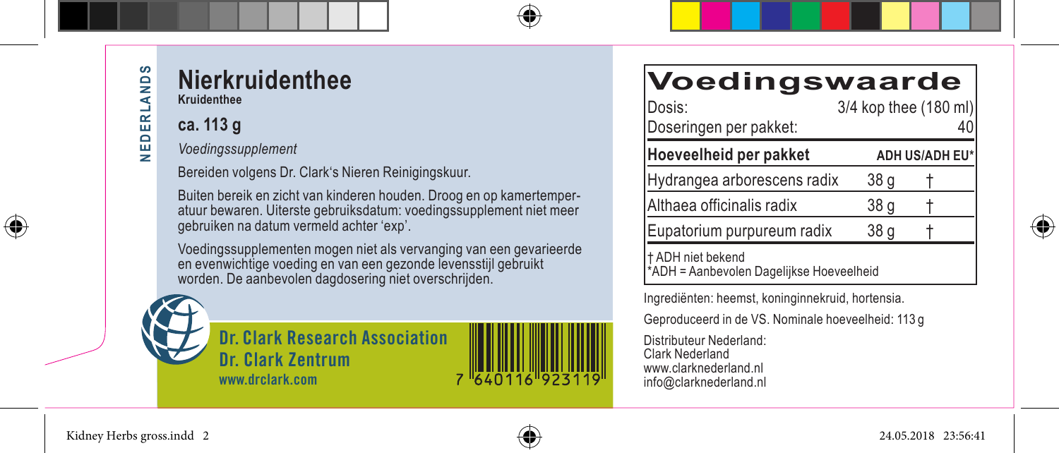NEDERLANDS

# Nierkruidenthee

**Kruidenthee**

## ca. 113 g

*Voedingssupplement*

Bereiden volgens Dr. Clark's Nieren Reinigingskuur.

Buiten bereik en zicht van kinderen houden. Droog en op kamertemperatuur bewaren. Uiterste gebruiksdatum: voedingssupplement niet meer gebruiken na datum vermeld achter 'exp'.

Voedingssupplementen mogen niet als vervanging van een gevarieerde en evenwichtige voeding en van een gezonde levensstijl gebruikt worden. De aanbevolen dagdosering niet overschrijden.

**Dr. Clark Research Association**
**Dr. Clark Zentrum**
**www.drclark.com**

7 640116 923119

# Voedingswaarde

| Dosis: | 3/4 kop thee (180 ml) | |
|---|---|---|
| Doseringen per pakket: | 40 | |
| **Hoeveelheid per pakket** | | **ADH US/ADH EU*** |
| Hydrangea arborescens radix | 38 g | † |
| Althaea officinalis radix | 38 g | † |
| Eupatorium purpureum radix | 38 g | † |

† ADH niet bekend
*ADH = Aanbevolen Dagelijkse Hoeveelheid

Ingrediënten: heemst, koninginnekruid, hortensia.

Geproduceerd in de VS. Nominale hoeveelheid: 113 g

Distributeur Nederland:
Clark Nederland
www.clarknederland.nl
info@clarknederland.nl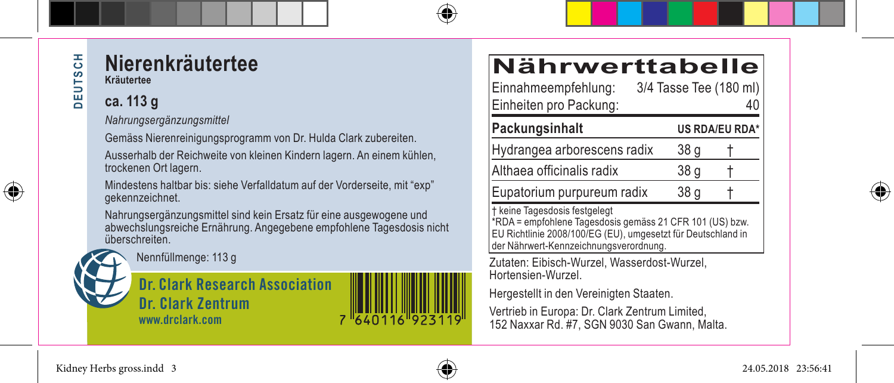DEUTSCH

# Nierenkräutertee

**Kräutertee**

## ca. 113 g

*Nahrungsergänzungsmittel*

Gemäss Nierenreinigungsprogramm von Dr. Hulda Clark zubereiten.

Ausserhalb der Reichweite von kleinen Kindern lagern. An einem kühlen, trockenen Ort lagern.

Mindestens haltbar bis: siehe Verfalldatum auf der Vorderseite, mit "exp" gekennzeichnet.

Nahrungsergänzungsmittel sind kein Ersatz für eine ausgewogene und abwechslungsreiche Ernährung. Angegebene empfohlene Tagesdosis nicht überschreiten.

Nennfüllmenge: 113 g

**Dr. Clark Research Association**
**Dr. Clark Zentrum**
**www.drclark.com**

7 640116 923119

# Nährwerttabelle

Einnahmeempfehlung: 3/4 Tasse Tee (180 ml)
Einheiten pro Packung: 40

| Packungsinhalt | | US RDA/EU RDA* |
|---|---|---|
| Hydrangea arborescens radix | 38 g | † |
| Althaea officinalis radix | 38 g | † |
| Eupatorium purpureum radix | 38 g | † |

† keine Tagesdosis festgelegt
*RDA = empfohlene Tagesdosis gemäss 21 CFR 101 (US) bzw. EU Richtlinie 2008/100/EG (EU), umgesetzt für Deutschland in der Nährwert-Kennzeichnungsverordnung.

Zutaten: Eibisch-Wurzel, Wasserdost-Wurzel, Hortensien-Wurzel.

Hergestellt in den Vereinigten Staaten.

Vertrieb in Europa: Dr. Clark Zentrum Limited, 152 Naxxar Rd. #7, SGN 9030 San Gwann, Malta.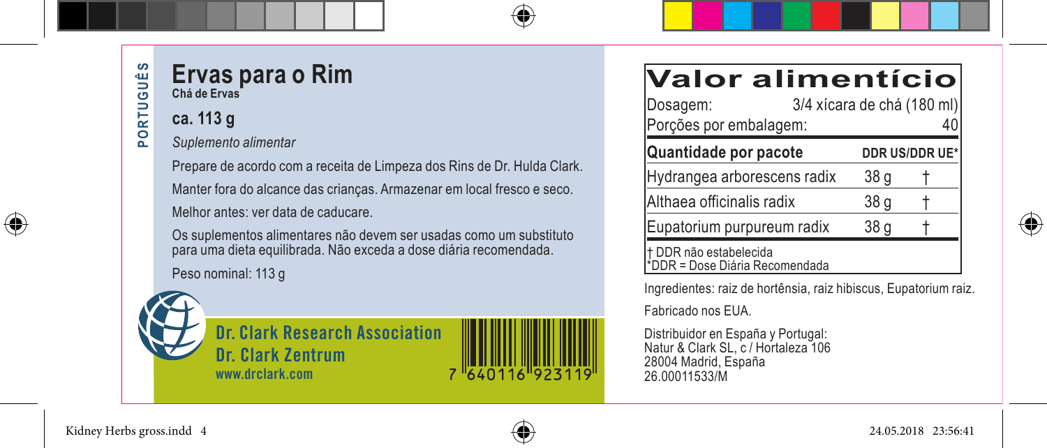PORTUGUÊS

# Ervas para o Rim

**Chá de Ervas**

## ca. 113 g

*Suplemento alimentar*

Prepare de acordo com a receita de Limpeza dos Rins de Dr. Hulda Clark.

Manter fora do alcance das crianças. Armazenar em local fresco e seco.

Melhor antes: ver data de caducare.

Os suplementos alimentares não devem ser usadas como um substituto para uma dieta equilibrada. Não exceda a dose diária recomendada.

Peso nominal: 113 g

**Dr. Clark Research Association**
**Dr. Clark Zentrum**
www.drclark.com

7 640116 923119

## Valor alimentício

Dosagem: 3/4 xícara de chá (180 ml)

Porções por embalagem: 40

| Quantidade por pacote | | DDR US/DDR UE* |
|---|---|---|
| Hydrangea arborescens radix | 38 g | † |
| Althaea officinalis radix | 38 g | † |
| Eupatorium purpureum radix | 38 g | † |

† DDR não estabelecida
*DDR = Dose Diária Recomendada

Ingredientes: raiz de hortênsia, raiz hibiscus, Eupatorium raiz.

Fabricado nos EUA.

Distribuidor en España y Portugal:
Natur & Clark SL, c / Hortaleza 106
28004 Madrid, España
26.00011533/M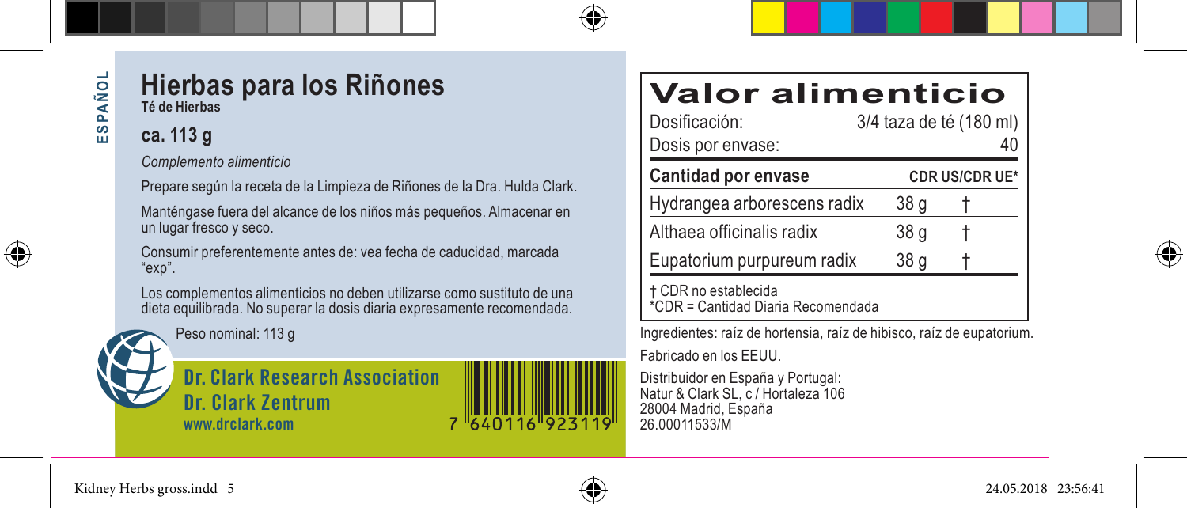ESPAÑOL

# Hierbas para los Riñones

**Té de Hierbas**

## ca. 113 g

*Complemento alimenticio*

Prepare según la receta de la Limpieza de Riñones de la Dra. Hulda Clark.

Manténgase fuera del alcance de los niños más pequeños. Almacenar en un lugar fresco y seco.

Consumir preferentemente antes de: vea fecha de caducidad, marcada "exp".

Los complementos alimenticios no deben utilizarse como sustituto de una dieta equilibrada. No superar la dosis diaria expresamente recomendada.

Peso nominal: 113 g

**Dr. Clark Research Association**
**Dr. Clark Zentrum**
www.drclark.com

7 640116 923119

# Valor alimenticio

Dosificación: 3/4 taza de té (180 ml)
Dosis por envase: 40

| Cantidad por envase | | CDR US/CDR UE* |
|---|---|---|
| Hydrangea arborescens radix | 38 g | † |
| Althaea officinalis radix | 38 g | † |
| Eupatorium purpureum radix | 38 g | † |

† CDR no establecida
*CDR = Cantidad Diaria Recomendada

Ingredientes: raíz de hortensia, raíz de hibisco, raíz de eupatorium.

Fabricado en los EEUU.

Distribuidor en España y Portugal:
Natur & Clark SL, c / Hortaleza 106
28004 Madrid, España
26.00011533/M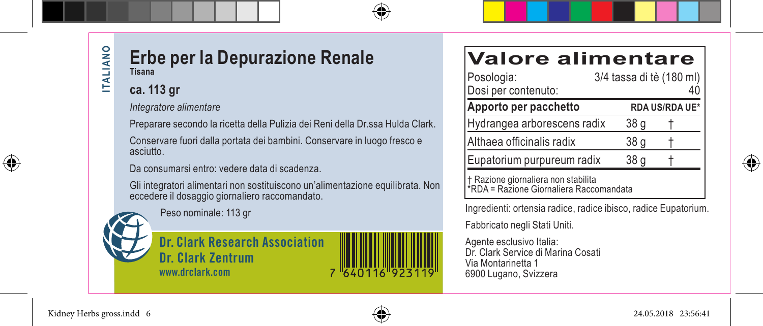ITALIANO

# Erbe per la Depurazione Renale

**Tisana**

## ca. 113 gr

*Integratore alimentare*

Preparare secondo la ricetta della Pulizia dei Reni della Dr.ssa Hulda Clark.

Conservare fuori dalla portata dei bambini. Conservare in luogo fresco e asciutto.

Da consumarsi entro: vedere data di scadenza.

Gli integratori alimentari non sostituiscono un'alimentazione equilibrata. Non eccedere il dosaggio giornaliero raccomandato.

Peso nominale: 113 gr

**Dr. Clark Research Association**
**Dr. Clark Zentrum**
**www.drclark.com**

7 640116 923119

## Valore alimentare

| Posologia: | 3/4 tassa di tè (180 ml) | |
|---|---|---|
| Dosi per contenuto: | 40 | |
| **Apporto per pacchetto** | | **RDA US/RDA UE*** |
| Hydrangea arborescens radix | 38 g | † |
| Althaea officinalis radix | 38 g | † |
| Eupatorium purpureum radix | 38 g | † |

† Razione giornaliera non stabilita
*RDA = Razione Giornaliera Raccomandata

Ingredienti: ortensia radice, radice ibisco, radice Eupatorium.

Fabbricato negli Stati Uniti.

Agente esclusivo Italia:
Dr. Clark Service di Marina Cosati
Via Montarinetta 1
6900 Lugano, Svizzera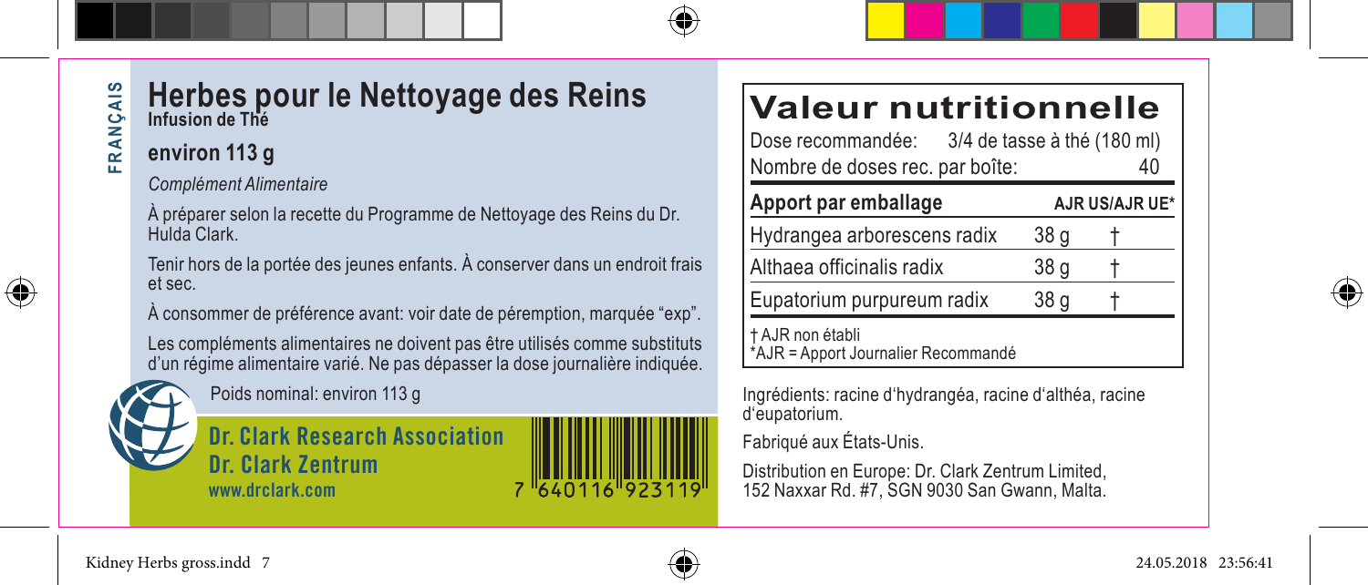FRANÇAIS

# Herbes pour le Nettoyage des Reins

**Infusion de Thé**

## environ 113 g

*Complément Alimentaire*

À préparer selon la recette du Programme de Nettoyage des Reins du Dr. Hulda Clark.

Tenir hors de la portée des jeunes enfants. À conserver dans un endroit frais et sec.

À consommer de préférence avant: voir date de péremption, marquée “exp”.

Les compléments alimentaires ne doivent pas être utilisés comme substituts d’un régime alimentaire varié. Ne pas dépasser la dose journalière indiquée.

Poids nominal: environ 113 g

**Dr. Clark Research Association**
**Dr. Clark Zentrum**
www.drclark.com

7 640116 923119

# Valeur nutritionnelle

Dose recommandée: 3/4 de tasse à thé (180 ml)
Nombre de doses rec. par boîte: 40

| Apport par emballage | | AJR US/AJR UE* |
|---|---|---|
| Hydrangea arborescens radix | 38 g | † |
| Althaea officinalis radix | 38 g | † |
| Eupatorium purpureum radix | 38 g | † |

† AJR non établi
*AJR = Apport Journalier Recommandé

Ingrédients: racine d‘hydrangéa, racine d‘althéa, racine d‘eupatorium.

Fabriqué aux États-Unis.

Distribution en Europe: Dr. Clark Zentrum Limited, 152 Naxxar Rd. #7, SGN 9030 San Gwann, Malta.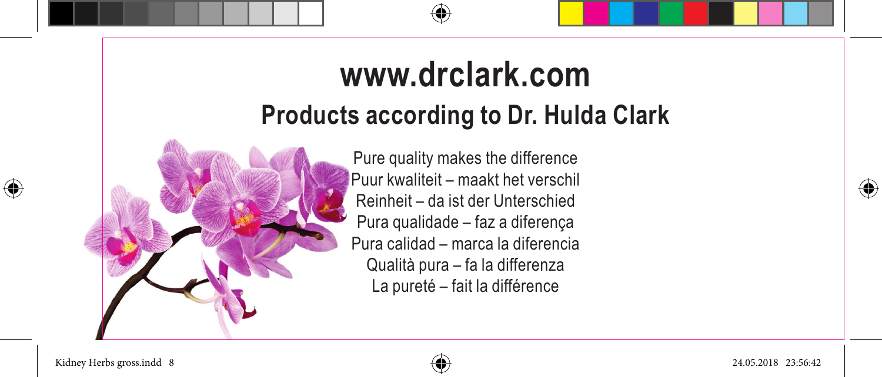# www.drclark.com

## Products according to Dr. Hulda Clark

Pure quality makes the difference
Puur kwaliteit – maakt het verschil
Reinheit – da ist der Unterschied
Pura qualidade – faz a diferença
Pura calidad – marca la diferencia
Qualità pura – fa la differenza
La pureté – fait la différence